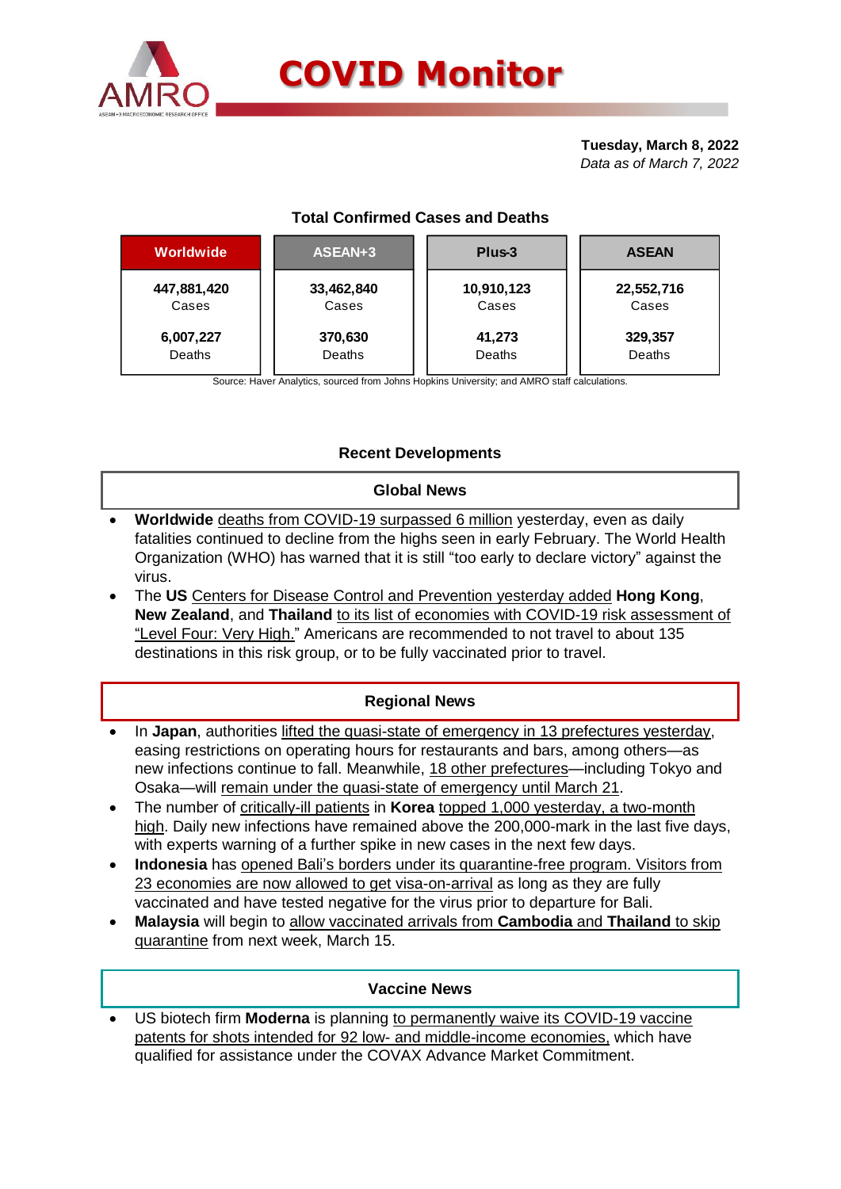# COVID Monitor

**Tuesday, March 8, 2022**
*Data as of March 7, 2022*

### Total Confirmed Cases and Deaths

| Worldwide | ASEAN+3 | Plus-3 | ASEAN |
|---|---|---|---|
| **447,881,420** Cases | **33,462,840** Cases | **10,910,123** Cases | **22,552,716** Cases |
| **6,007,227** Deaths | **370,630** Deaths | **41,273** Deaths | **329,357** Deaths |

Source: Haver Analytics, sourced from Johns Hopkins University; and AMRO staff calculations.

## Recent Developments

### Global News

- **Worldwide** deaths from COVID-19 surpassed 6 million yesterday, even as daily fatalities continued to decline from the highs seen in early February. The World Health Organization (WHO) has warned that it is still "too early to declare victory" against the virus.
- The **US** Centers for Disease Control and Prevention yesterday added **Hong Kong**, **New Zealand**, and **Thailand** to its list of economies with COVID-19 risk assessment of "Level Four: Very High." Americans are recommended to not travel to about 135 destinations in this risk group, or to be fully vaccinated prior to travel.

### Regional News

- In **Japan**, authorities lifted the quasi-state of emergency in 13 prefectures yesterday, easing restrictions on operating hours for restaurants and bars, among others—as new infections continue to fall. Meanwhile, 18 other prefectures—including Tokyo and Osaka—will remain under the quasi-state of emergency until March 21.
- The number of critically-ill patients in **Korea** topped 1,000 yesterday, a two-month high. Daily new infections have remained above the 200,000-mark in the last five days, with experts warning of a further spike in new cases in the next few days.
- **Indonesia** has opened Bali's borders under its quarantine-free program. Visitors from 23 economies are now allowed to get visa-on-arrival as long as they are fully vaccinated and have tested negative for the virus prior to departure for Bali.
- **Malaysia** will begin to allow vaccinated arrivals from **Cambodia** and **Thailand** to skip quarantine from next week, March 15.

### Vaccine News

- US biotech firm **Moderna** is planning to permanently waive its COVID-19 vaccine patents for shots intended for 92 low- and middle-income economies, which have qualified for assistance under the COVAX Advance Market Commitment.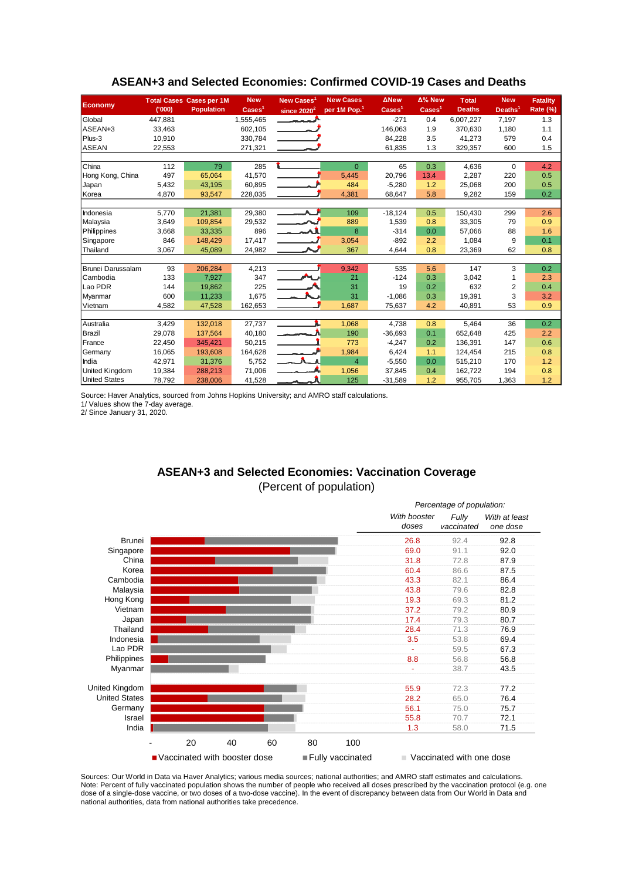## ASEAN+3 and Selected Economies: Confirmed COVID-19 Cases and Deaths

| Economy | Total Cases ('000) | Cases per 1M Population | New Cases[1] | New Cases[1] since 2020[2] | New Cases per 1M Pop.[1] | ΔNew Cases[1] | Δ% New Cases[1] | Total Deaths | New Deaths[1] | Fatality Rate (%) |
|---|---|---|---|---|---|---|---|---|---|---|
| Global | 447,881 | | 1,555,465 | | | -271 | 0.4 | 6,007,227 | 7,197 | 1.3 |
| ASEAN+3 | 33,463 | | 602,105 | | | 146,063 | 1.9 | 370,630 | 1,180 | 1.1 |
| Plus-3 | 10,910 | | 330,784 | | | 84,228 | 3.5 | 41,273 | 579 | 0.4 |
| ASEAN | 22,553 | | 271,321 | | | 61,835 | 1.3 | 329,357 | 600 | 1.5 |
| | | | | | | | | | | |
| China | 112 | 79 | 285 | | 0 | 65 | 0.3 | 4,636 | 0 | 4.2 |
| Hong Kong, China | 497 | 65,064 | 41,570 | | 5,445 | 20,796 | 13.4 | 2,287 | 220 | 0.5 |
| Japan | 5,432 | 43,195 | 60,895 | | 484 | -5,280 | 1.2 | 25,068 | 200 | 0.5 |
| Korea | 4,870 | 93,547 | 228,035 | | 4,381 | 68,647 | 5.8 | 9,282 | 159 | 0.2 |
| | | | | | | | | | | |
| Indonesia | 5,770 | 21,381 | 29,380 | | 109 | -18,124 | 0.5 | 150,430 | 299 | 2.6 |
| Malaysia | 3,649 | 109,854 | 29,532 | | 889 | 1,539 | 0.8 | 33,305 | 79 | 0.9 |
| Philippines | 3,668 | 33,335 | 896 | | 8 | -314 | 0.0 | 57,066 | 88 | 1.6 |
| Singapore | 846 | 148,429 | 17,417 | | 3,054 | -892 | 2.2 | 1,084 | 9 | 0.1 |
| Thailand | 3,067 | 45,089 | 24,982 | | 367 | 4,644 | 0.8 | 23,369 | 62 | 0.8 |
| | | | | | | | | | | |
| Brunei Darussalam | 93 | 206,284 | 4,213 | | 9,342 | 535 | 5.6 | 147 | 3 | 0.2 |
| Cambodia | 133 | 7,927 | 347 | | 21 | -124 | 0.3 | 3,042 | 1 | 2.3 |
| Lao PDR | 144 | 19,862 | 225 | | 31 | 19 | 0.2 | 632 | 2 | 0.4 |
| Myanmar | 600 | 11,233 | 1,675 | | 31 | -1,086 | 0.3 | 19,391 | 3 | 3.2 |
| Vietnam | 4,582 | 47,528 | 162,653 | | 1,687 | 75,637 | 4.2 | 40,891 | 53 | 0.9 |
| | | | | | | | | | | |
| Australia | 3,429 | 132,018 | 27,737 | | 1,068 | 4,738 | 0.8 | 5,464 | 36 | 0.2 |
| Brazil | 29,078 | 137,564 | 40,180 | | 190 | -36,693 | 0.1 | 652,648 | 425 | 2.2 |
| France | 22,450 | 345,421 | 50,215 | | 773 | -4,247 | 0.2 | 136,391 | 147 | 0.6 |
| Germany | 16,065 | 193,608 | 164,628 | | 1,984 | 6,424 | 1.1 | 124,454 | 215 | 0.8 |
| India | 42,971 | 31,376 | 5,752 | | 4 | -5,550 | 0.0 | 515,210 | 170 | 1.2 |
| United Kingdom | 19,384 | 288,213 | 71,006 | | 1,056 | 37,845 | 0.4 | 162,722 | 194 | 0.8 |
| United States | 78,792 | 238,006 | 41,528 | | 125 | -31,589 | 1.2 | 955,705 | 1,363 | 1.2 |

Source: Haver Analytics, sourced from Johns Hopkins University; and AMRO staff calculations.
1/ Values show the 7-day average.
2/ Since January 31, 2020.

## ASEAN+3 and Selected Economies: Vaccination Coverage

(Percent of population)

*Percentage of population:*

| Economy | *With booster doses* | *Fully vaccinated* | *With at least one dose* |
|---|---|---|---|
| Brunei | 26.8 | 92.4 | 92.8 |
| Singapore | 69.0 | 91.1 | 92.0 |
| China | 31.8 | 72.8 | 87.9 |
| Korea | 60.4 | 86.6 | 87.5 |
| Cambodia | 43.3 | 82.1 | 86.4 |
| Malaysia | 43.8 | 79.6 | 82.8 |
| Hong Kong | 19.3 | 69.3 | 81.2 |
| Vietnam | 37.2 | 79.2 | 80.9 |
| Japan | 17.4 | 79.3 | 80.7 |
| Thailand | 28.4 | 71.3 | 76.9 |
| Indonesia | 3.5 | 53.8 | 69.4 |
| Lao PDR | - | 59.5 | 67.3 |
| Philippines | 8.8 | 56.8 | 56.8 |
| Myanmar | - | 38.7 | 43.5 |
| | | | |
| United Kingdom | 55.9 | 72.3 | 77.2 |
| United States | 28.2 | 65.0 | 76.4 |
| Germany | 56.1 | 75.0 | 75.7 |
| Israel | 55.8 | 70.7 | 72.1 |
| India | 1.3 | 58.0 | 71.5 |

- 20 40 60 80 100

Vaccinated with booster dose
Fully vaccinated
Vaccinated with one dose

Sources: Our World in Data via Haver Analytics; various media sources; national authorities; and AMRO staff estimates and calculations.
Note: Percent of fully vaccinated population shows the number of people who received all doses prescribed by the vaccination protocol (e.g. one dose of a single-dose vaccine, or two doses of a two-dose vaccine). In the event of discrepancy between data from Our World in Data and national authorities, data from national authorities take precedence.